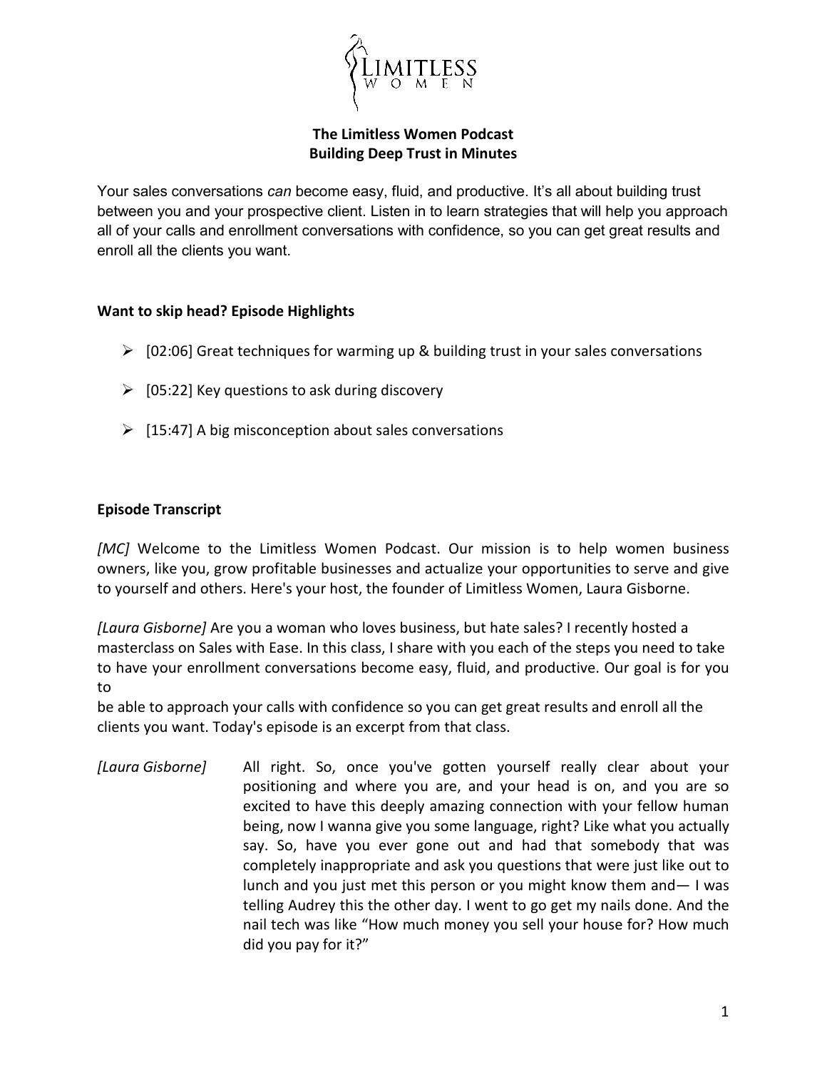LIMITLESS WOMEN

**The Limitless Women Podcast**
**Building Deep Trust in Minutes**

Your sales conversations *can* become easy, fluid, and productive. It's all about building trust between you and your prospective client. Listen in to learn strategies that will help you approach all of your calls and enrollment conversations with confidence, so you can get great results and enroll all the clients you want.

## Want to skip head? Episode Highlights

- [02:06] Great techniques for warming up & building trust in your sales conversations
- [05:22] Key questions to ask during discovery
- [15:47] A big misconception about sales conversations

## Episode Transcript

*[MC]* Welcome to the Limitless Women Podcast. Our mission is to help women business owners, like you, grow profitable businesses and actualize your opportunities to serve and give to yourself and others. Here's your host, the founder of Limitless Women, Laura Gisborne.

*[Laura Gisborne]* Are you a woman who loves business, but hate sales? I recently hosted a masterclass on Sales with Ease. In this class, I share with you each of the steps you need to take to have your enrollment conversations become easy, fluid, and productive. Our goal is for you to
be able to approach your calls with confidence so you can get great results and enroll all the clients you want. Today's episode is an excerpt from that class.

*[Laura Gisborne]* All right. So, once you've gotten yourself really clear about your positioning and where you are, and your head is on, and you are so excited to have this deeply amazing connection with your fellow human being, now I wanna give you some language, right? Like what you actually say. So, have you ever gone out and had that somebody that was completely inappropriate and ask you questions that were just like out to lunch and you just met this person or you might know them and— I was telling Audrey this the other day. I went to go get my nails done. And the nail tech was like "How much money you sell your house for? How much did you pay for it?"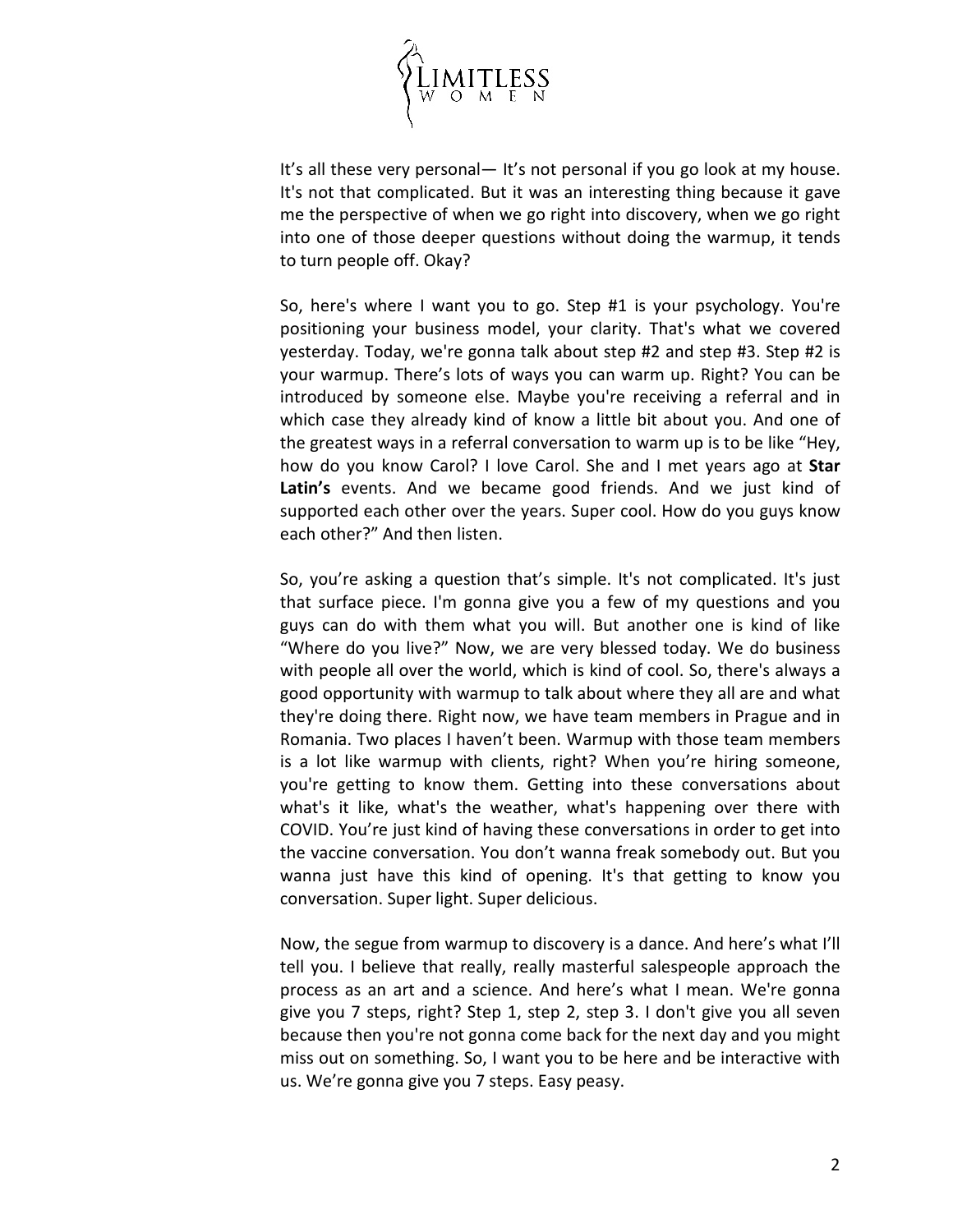It's all these very personal— It's not personal if you go look at my house. It's not that complicated. But it was an interesting thing because it gave me the perspective of when we go right into discovery, when we go right into one of those deeper questions without doing the warmup, it tends to turn people off. Okay?

So, here's where I want you to go. Step #1 is your psychology. You're positioning your business model, your clarity. That's what we covered yesterday. Today, we're gonna talk about step #2 and step #3. Step #2 is your warmup. There's lots of ways you can warm up. Right? You can be introduced by someone else. Maybe you're receiving a referral and in which case they already kind of know a little bit about you. And one of the greatest ways in a referral conversation to warm up is to be like "Hey, how do you know Carol? I love Carol. She and I met years ago at **Star Latin's** events. And we became good friends. And we just kind of supported each other over the years. Super cool. How do you guys know each other?" And then listen.

So, you're asking a question that's simple. It's not complicated. It's just that surface piece. I'm gonna give you a few of my questions and you guys can do with them what you will. But another one is kind of like "Where do you live?" Now, we are very blessed today. We do business with people all over the world, which is kind of cool. So, there's always a good opportunity with warmup to talk about where they all are and what they're doing there. Right now, we have team members in Prague and in Romania. Two places I haven't been. Warmup with those team members is a lot like warmup with clients, right? When you're hiring someone, you're getting to know them. Getting into these conversations about what's it like, what's the weather, what's happening over there with COVID. You're just kind of having these conversations in order to get into the vaccine conversation. You don't wanna freak somebody out. But you wanna just have this kind of opening. It's that getting to know you conversation. Super light. Super delicious.

Now, the segue from warmup to discovery is a dance. And here's what I'll tell you. I believe that really, really masterful salespeople approach the process as an art and a science. And here's what I mean. We're gonna give you 7 steps, right? Step 1, step 2, step 3. I don't give you all seven because then you're not gonna come back for the next day and you might miss out on something. So, I want you to be here and be interactive with us. We're gonna give you 7 steps. Easy peasy.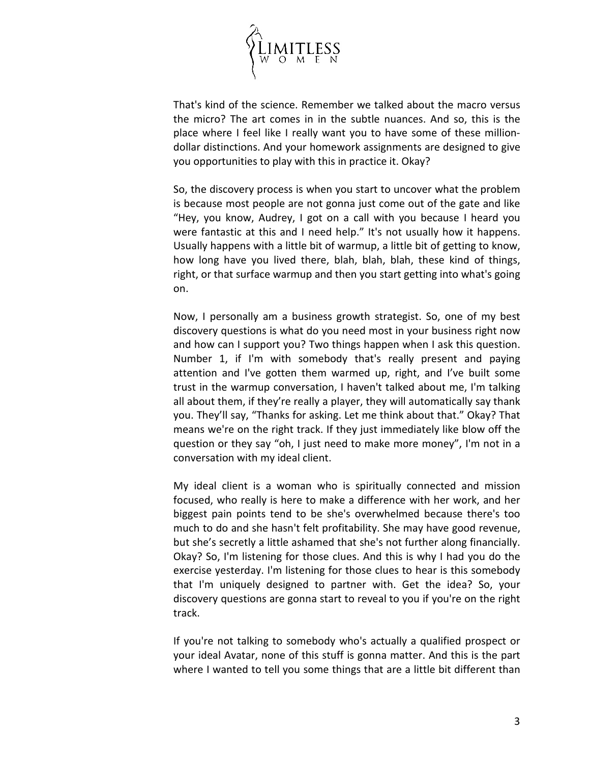That's kind of the science. Remember we talked about the macro versus the micro? The art comes in in the subtle nuances. And so, this is the place where I feel like I really want you to have some of these million-dollar distinctions. And your homework assignments are designed to give you opportunities to play with this in practice it. Okay?

So, the discovery process is when you start to uncover what the problem is because most people are not gonna just come out of the gate and like "Hey, you know, Audrey, I got on a call with you because I heard you were fantastic at this and I need help." It's not usually how it happens. Usually happens with a little bit of warmup, a little bit of getting to know, how long have you lived there, blah, blah, blah, these kind of things, right, or that surface warmup and then you start getting into what's going on.

Now, I personally am a business growth strategist. So, one of my best discovery questions is what do you need most in your business right now and how can I support you? Two things happen when I ask this question. Number 1, if I'm with somebody that's really present and paying attention and I've gotten them warmed up, right, and I've built some trust in the warmup conversation, I haven't talked about me, I'm talking all about them, if they're really a player, they will automatically say thank you. They'll say, "Thanks for asking. Let me think about that." Okay? That means we're on the right track. If they just immediately like blow off the question or they say "oh, I just need to make more money", I'm not in a conversation with my ideal client.

My ideal client is a woman who is spiritually connected and mission focused, who really is here to make a difference with her work, and her biggest pain points tend to be she's overwhelmed because there's too much to do and she hasn't felt profitability. She may have good revenue, but she's secretly a little ashamed that she's not further along financially. Okay? So, I'm listening for those clues. And this is why I had you do the exercise yesterday. I'm listening for those clues to hear is this somebody that I'm uniquely designed to partner with. Get the idea? So, your discovery questions are gonna start to reveal to you if you're on the right track.

If you're not talking to somebody who's actually a qualified prospect or your ideal Avatar, none of this stuff is gonna matter. And this is the part where I wanted to tell you some things that are a little bit different than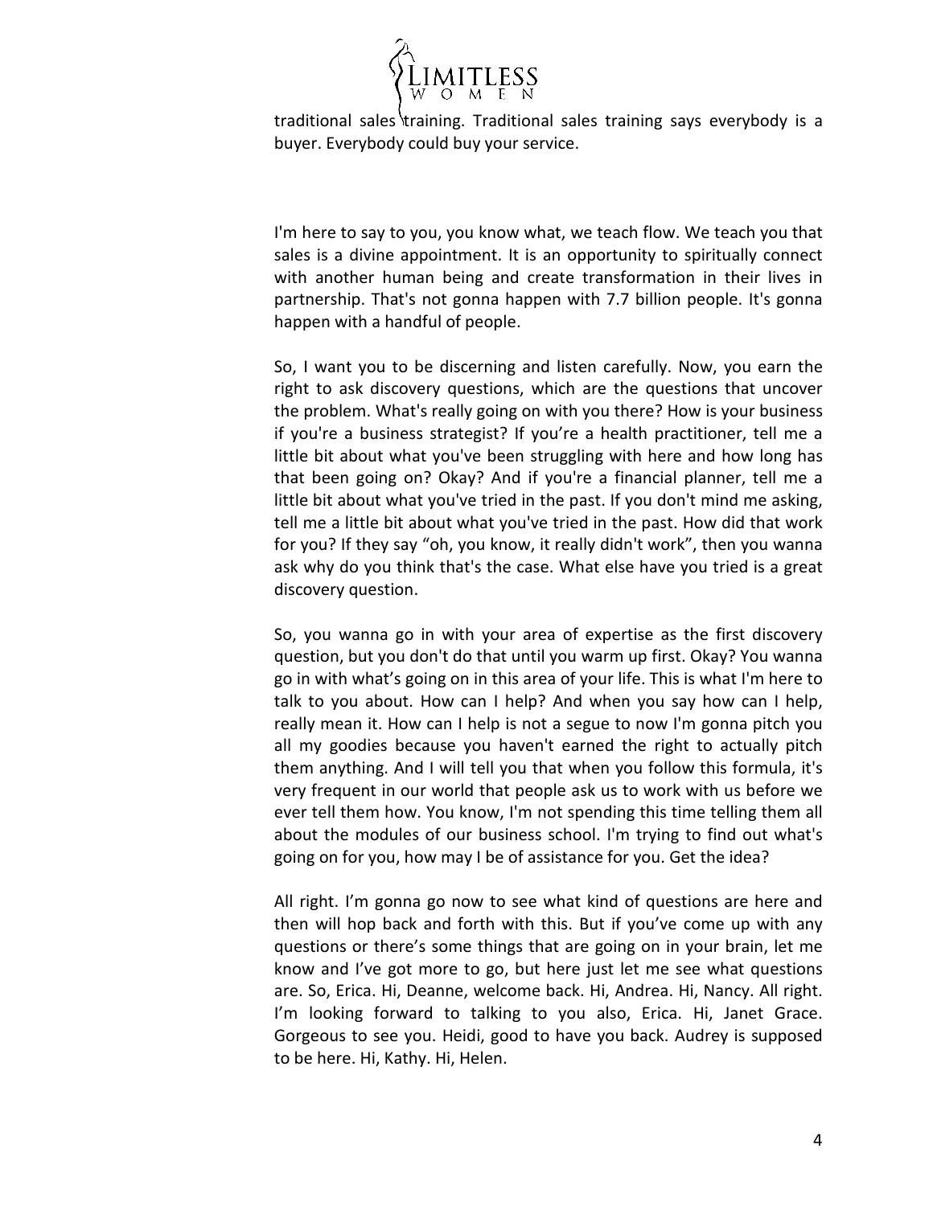traditional sales training. Traditional sales training says everybody is a buyer. Everybody could buy your service.

I'm here to say to you, you know what, we teach flow. We teach you that sales is a divine appointment. It is an opportunity to spiritually connect with another human being and create transformation in their lives in partnership. That's not gonna happen with 7.7 billion people. It's gonna happen with a handful of people.

So, I want you to be discerning and listen carefully. Now, you earn the right to ask discovery questions, which are the questions that uncover the problem. What's really going on with you there? How is your business if you're a business strategist? If you're a health practitioner, tell me a little bit about what you've been struggling with here and how long has that been going on? Okay? And if you're a financial planner, tell me a little bit about what you've tried in the past. If you don't mind me asking, tell me a little bit about what you've tried in the past. How did that work for you? If they say "oh, you know, it really didn't work", then you wanna ask why do you think that's the case. What else have you tried is a great discovery question.

So, you wanna go in with your area of expertise as the first discovery question, but you don't do that until you warm up first. Okay? You wanna go in with what's going on in this area of your life. This is what I'm here to talk to you about. How can I help? And when you say how can I help, really mean it. How can I help is not a segue to now I'm gonna pitch you all my goodies because you haven't earned the right to actually pitch them anything. And I will tell you that when you follow this formula, it's very frequent in our world that people ask us to work with us before we ever tell them how. You know, I'm not spending this time telling them all about the modules of our business school. I'm trying to find out what's going on for you, how may I be of assistance for you. Get the idea?

All right. I'm gonna go now to see what kind of questions are here and then will hop back and forth with this. But if you've come up with any questions or there's some things that are going on in your brain, let me know and I've got more to go, but here just let me see what questions are. So, Erica. Hi, Deanne, welcome back. Hi, Andrea. Hi, Nancy. All right. I'm looking forward to talking to you also, Erica. Hi, Janet Grace. Gorgeous to see you. Heidi, good to have you back. Audrey is supposed to be here. Hi, Kathy. Hi, Helen.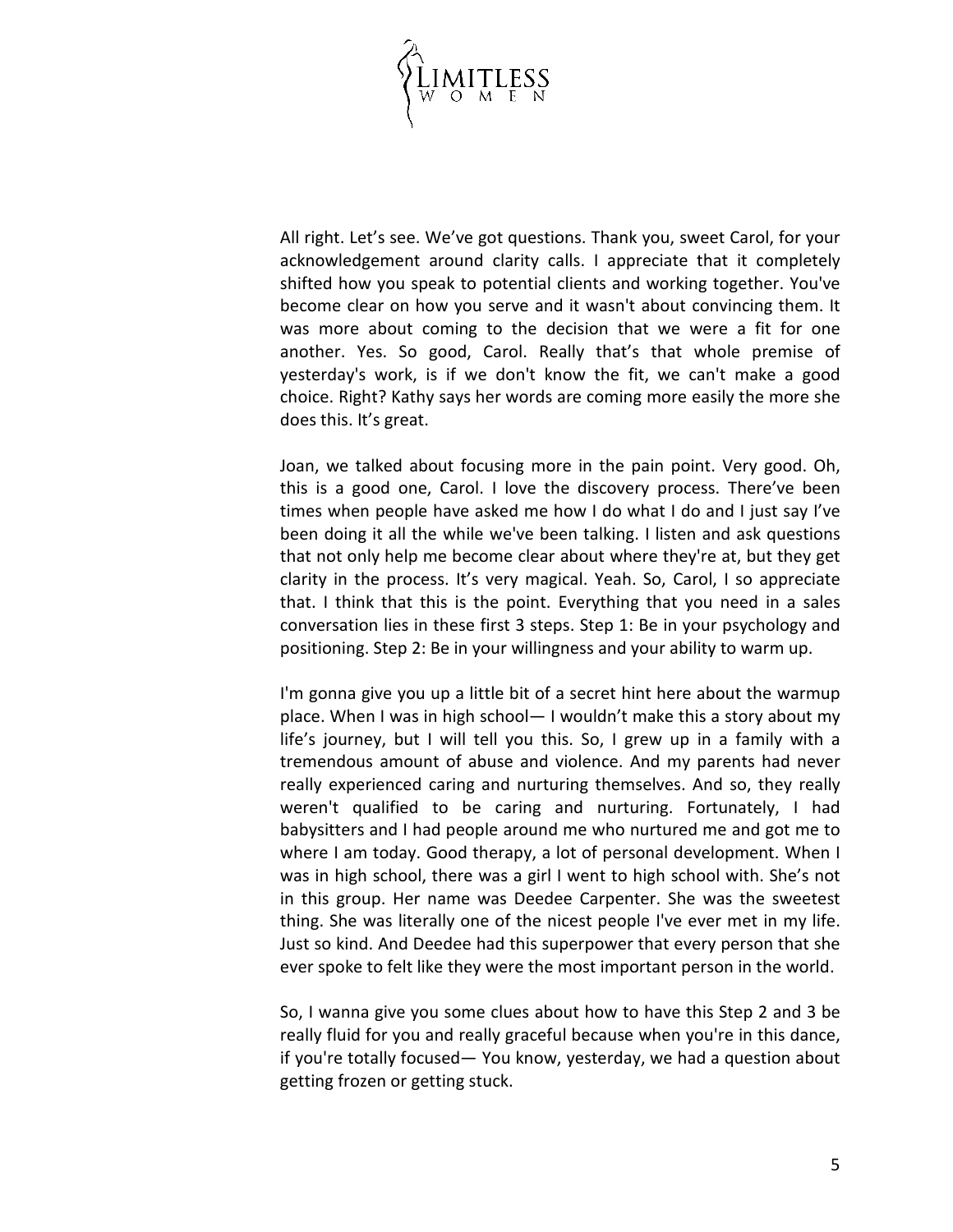All right. Let's see. We've got questions. Thank you, sweet Carol, for your acknowledgement around clarity calls. I appreciate that it completely shifted how you speak to potential clients and working together. You've become clear on how you serve and it wasn't about convincing them. It was more about coming to the decision that we were a fit for one another. Yes. So good, Carol. Really that's that whole premise of yesterday's work, is if we don't know the fit, we can't make a good choice. Right? Kathy says her words are coming more easily the more she does this. It's great.

Joan, we talked about focusing more in the pain point. Very good. Oh, this is a good one, Carol. I love the discovery process. There've been times when people have asked me how I do what I do and I just say I've been doing it all the while we've been talking. I listen and ask questions that not only help me become clear about where they're at, but they get clarity in the process. It's very magical. Yeah. So, Carol, I so appreciate that. I think that this is the point. Everything that you need in a sales conversation lies in these first 3 steps. Step 1: Be in your psychology and positioning. Step 2: Be in your willingness and your ability to warm up.

I'm gonna give you up a little bit of a secret hint here about the warmup place. When I was in high school— I wouldn't make this a story about my life's journey, but I will tell you this. So, I grew up in a family with a tremendous amount of abuse and violence. And my parents had never really experienced caring and nurturing themselves. And so, they really weren't qualified to be caring and nurturing. Fortunately, I had babysitters and I had people around me who nurtured me and got me to where I am today. Good therapy, a lot of personal development. When I was in high school, there was a girl I went to high school with. She's not in this group. Her name was Deedee Carpenter. She was the sweetest thing. She was literally one of the nicest people I've ever met in my life. Just so kind. And Deedee had this superpower that every person that she ever spoke to felt like they were the most important person in the world.

So, I wanna give you some clues about how to have this Step 2 and 3 be really fluid for you and really graceful because when you're in this dance, if you're totally focused— You know, yesterday, we had a question about getting frozen or getting stuck.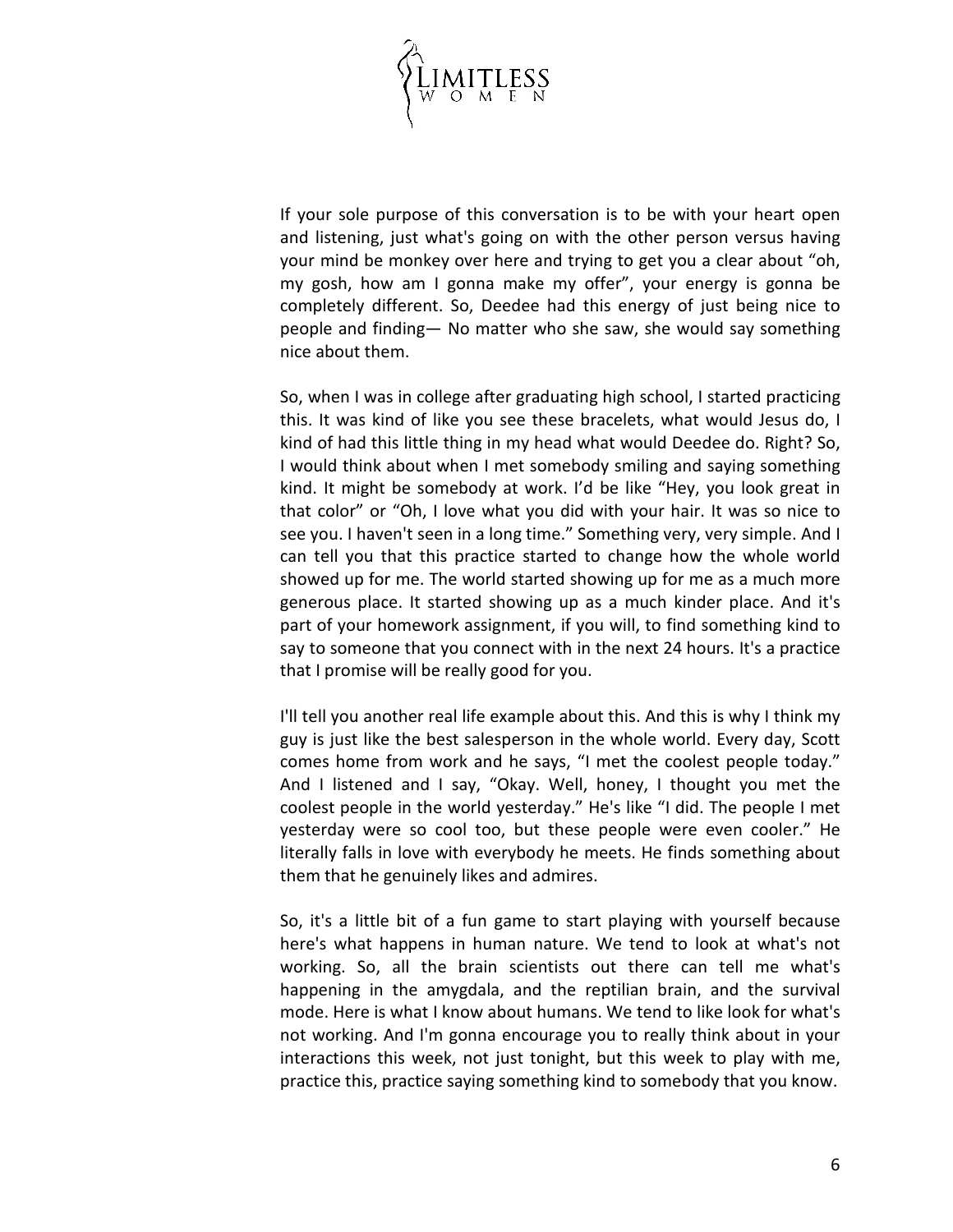If your sole purpose of this conversation is to be with your heart open and listening, just what's going on with the other person versus having your mind be monkey over here and trying to get you a clear about "oh, my gosh, how am I gonna make my offer", your energy is gonna be completely different. So, Deedee had this energy of just being nice to people and finding— No matter who she saw, she would say something nice about them.

So, when I was in college after graduating high school, I started practicing this. It was kind of like you see these bracelets, what would Jesus do, I kind of had this little thing in my head what would Deedee do. Right? So, I would think about when I met somebody smiling and saying something kind. It might be somebody at work. I'd be like "Hey, you look great in that color" or "Oh, I love what you did with your hair. It was so nice to see you. I haven't seen in a long time." Something very, very simple. And I can tell you that this practice started to change how the whole world showed up for me. The world started showing up for me as a much more generous place. It started showing up as a much kinder place. And it's part of your homework assignment, if you will, to find something kind to say to someone that you connect with in the next 24 hours. It's a practice that I promise will be really good for you.

I'll tell you another real life example about this. And this is why I think my guy is just like the best salesperson in the whole world. Every day, Scott comes home from work and he says, "I met the coolest people today." And I listened and I say, "Okay. Well, honey, I thought you met the coolest people in the world yesterday." He's like "I did. The people I met yesterday were so cool too, but these people were even cooler." He literally falls in love with everybody he meets. He finds something about them that he genuinely likes and admires.

So, it's a little bit of a fun game to start playing with yourself because here's what happens in human nature. We tend to look at what's not working. So, all the brain scientists out there can tell me what's happening in the amygdala, and the reptilian brain, and the survival mode. Here is what I know about humans. We tend to like look for what's not working. And I'm gonna encourage you to really think about in your interactions this week, not just tonight, but this week to play with me, practice this, practice saying something kind to somebody that you know.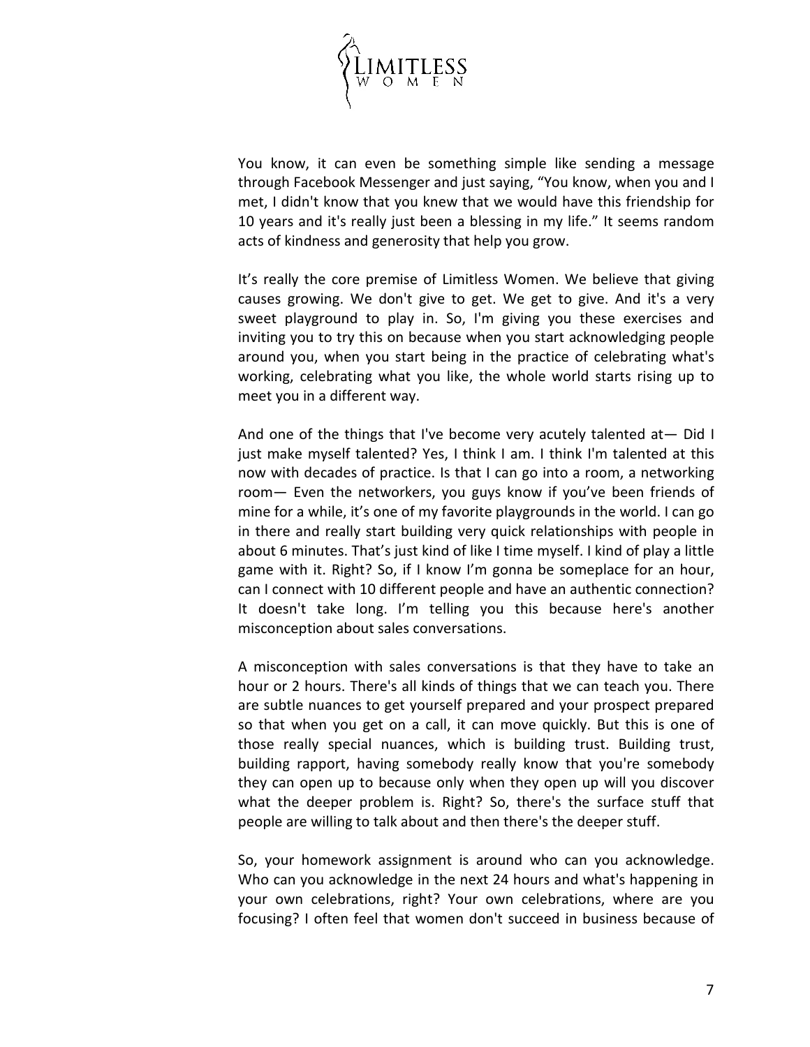You know, it can even be something simple like sending a message through Facebook Messenger and just saying, “You know, when you and I met, I didn't know that you knew that we would have this friendship for 10 years and it's really just been a blessing in my life.” It seems random acts of kindness and generosity that help you grow.

It’s really the core premise of Limitless Women. We believe that giving causes growing. We don't give to get. We get to give. And it's a very sweet playground to play in. So, I'm giving you these exercises and inviting you to try this on because when you start acknowledging people around you, when you start being in the practice of celebrating what's working, celebrating what you like, the whole world starts rising up to meet you in a different way.

And one of the things that I've become very acutely talented at— Did I just make myself talented? Yes, I think I am. I think I'm talented at this now with decades of practice. Is that I can go into a room, a networking room— Even the networkers, you guys know if you’ve been friends of mine for a while, it’s one of my favorite playgrounds in the world. I can go in there and really start building very quick relationships with people in about 6 minutes. That’s just kind of like I time myself. I kind of play a little game with it. Right? So, if I know I’m gonna be someplace for an hour, can I connect with 10 different people and have an authentic connection? It doesn't take long. I’m telling you this because here's another misconception about sales conversations.

A misconception with sales conversations is that they have to take an hour or 2 hours. There's all kinds of things that we can teach you. There are subtle nuances to get yourself prepared and your prospect prepared so that when you get on a call, it can move quickly. But this is one of those really special nuances, which is building trust. Building trust, building rapport, having somebody really know that you're somebody they can open up to because only when they open up will you discover what the deeper problem is. Right? So, there's the surface stuff that people are willing to talk about and then there's the deeper stuff.

So, your homework assignment is around who can you acknowledge. Who can you acknowledge in the next 24 hours and what's happening in your own celebrations, right? Your own celebrations, where are you focusing? I often feel that women don't succeed in business because of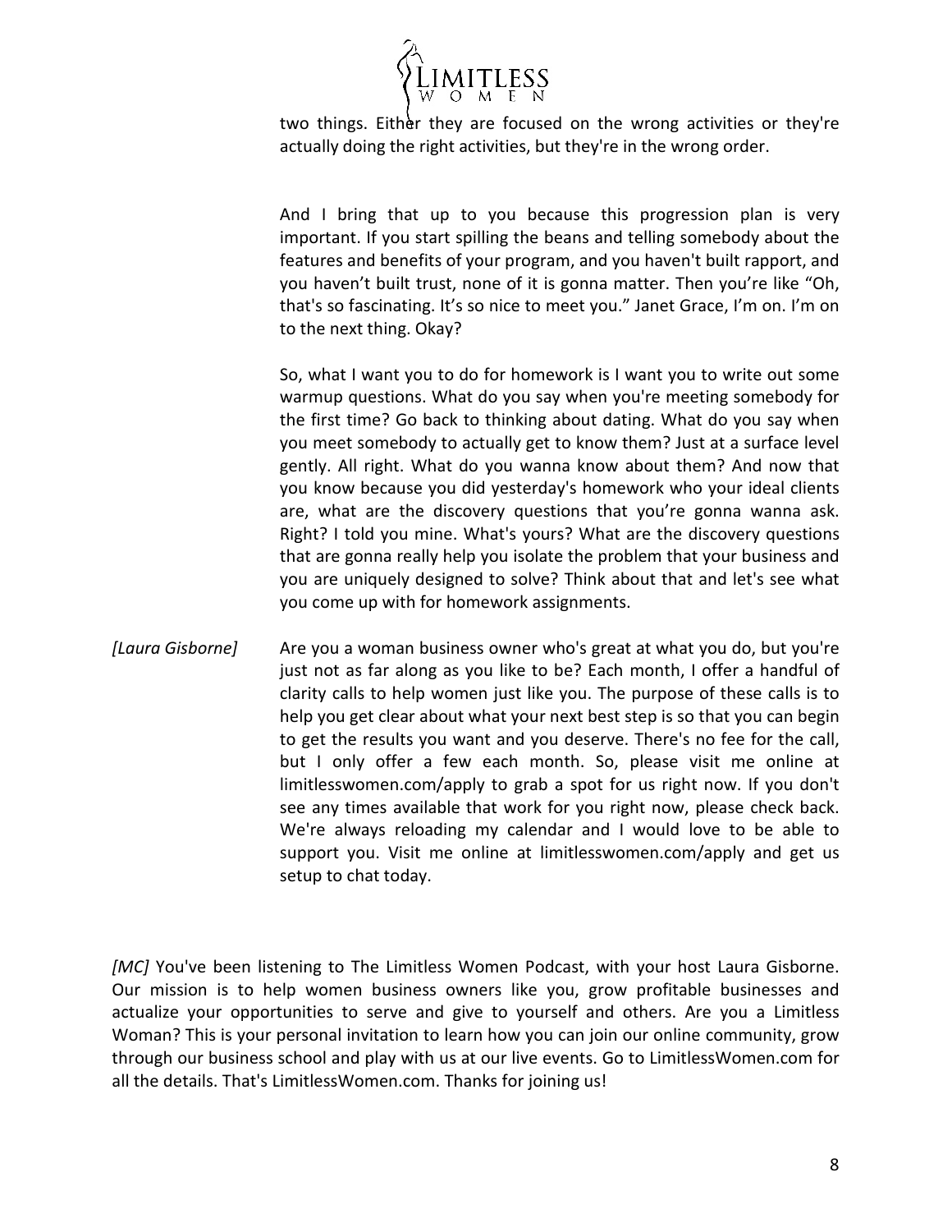two things. Either they are focused on the wrong activities or they're actually doing the right activities, but they're in the wrong order.

And I bring that up to you because this progression plan is very important. If you start spilling the beans and telling somebody about the features and benefits of your program, and you haven't built rapport, and you haven't built trust, none of it is gonna matter. Then you're like "Oh, that's so fascinating. It's so nice to meet you." Janet Grace, I'm on. I'm on to the next thing. Okay?

So, what I want you to do for homework is I want you to write out some warmup questions. What do you say when you're meeting somebody for the first time? Go back to thinking about dating. What do you say when you meet somebody to actually get to know them? Just at a surface level gently. All right. What do you wanna know about them? And now that you know because you did yesterday's homework who your ideal clients are, what are the discovery questions that you're gonna wanna ask. Right? I told you mine. What's yours? What are the discovery questions that are gonna really help you isolate the problem that your business and you are uniquely designed to solve? Think about that and let's see what you come up with for homework assignments.

*[Laura Gisborne]* Are you a woman business owner who's great at what you do, but you're just not as far along as you like to be? Each month, I offer a handful of clarity calls to help women just like you. The purpose of these calls is to help you get clear about what your next best step is so that you can begin to get the results you want and you deserve. There's no fee for the call, but I only offer a few each month. So, please visit me online at limitlesswomen.com/apply to grab a spot for us right now. If you don't see any times available that work for you right now, please check back. We're always reloading my calendar and I would love to be able to support you. Visit me online at limitlesswomen.com/apply and get us setup to chat today.

*[MC]* You've been listening to The Limitless Women Podcast, with your host Laura Gisborne. Our mission is to help women business owners like you, grow profitable businesses and actualize your opportunities to serve and give to yourself and others. Are you a Limitless Woman? This is your personal invitation to learn how you can join our online community, grow through our business school and play with us at our live events. Go to LimitlessWomen.com for all the details. That's LimitlessWomen.com. Thanks for joining us!